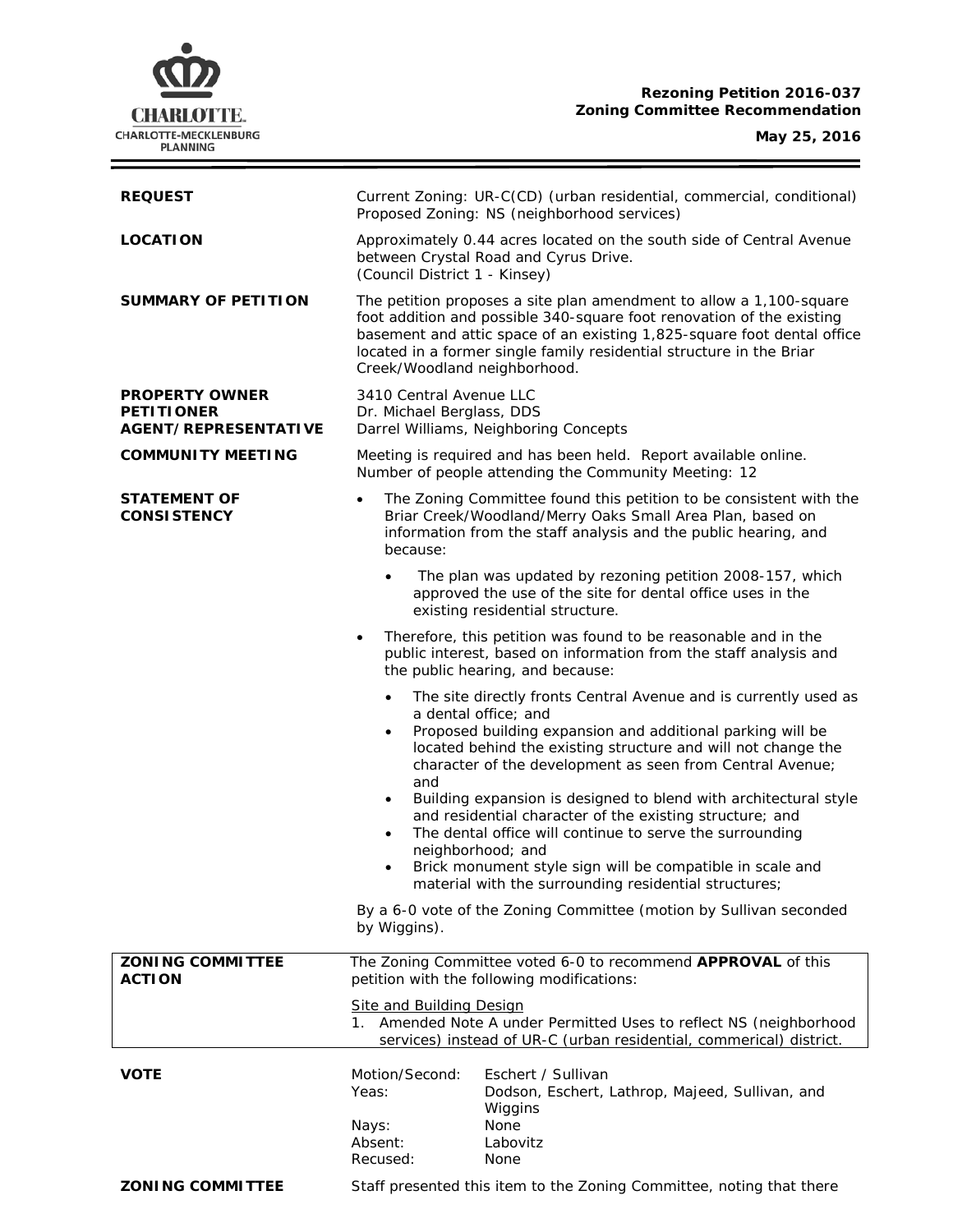**Rezoning Petition 2016-037**
**Zoning Committee Recommendation**

**May 25, 2016**

| | |
|---|---|
| **REQUEST** | Current Zoning: UR-C(CD) (urban residential, commercial, conditional)<br>Proposed Zoning: NS (neighborhood services) |
| **LOCATION** | Approximately 0.44 acres located on the south side of Central Avenue between Crystal Road and Cyrus Drive.<br>(Council District 1 - Kinsey) |
| **SUMMARY OF PETITION** | The petition proposes a site plan amendment to allow a 1,100-square foot addition and possible 340-square foot renovation of the existing basement and attic space of an existing 1,825-square foot dental office located in a former single family residential structure in the Briar Creek/Woodland neighborhood. |
| **PROPERTY OWNER**<br>**PETITIONER**<br>**AGENT/REPRESENTATIVE** | 3410 Central Avenue LLC<br>Dr. Michael Berglass, DDS<br>Darrel Williams, Neighboring Concepts |
| **COMMUNITY MEETING** | Meeting is required and has been held. Report available online.<br>Number of people attending the Community Meeting: 12 |

**STATEMENT OF CONSISTENCY**

- The Zoning Committee found this petition to be consistent with the Briar Creek/Woodland/Merry Oaks Small Area Plan, based on information from the staff analysis and the public hearing, and because:
  - The plan was updated by rezoning petition 2008-157, which approved the use of the site for dental office uses in the existing residential structure.
- Therefore, this petition was found to be reasonable and in the public interest, based on information from the staff analysis and the public hearing, and because:
  - The site directly fronts Central Avenue and is currently used as a dental office; and
  - Proposed building expansion and additional parking will be located behind the existing structure and will not change the character of the development as seen from Central Avenue; and
  - Building expansion is designed to blend with architectural style and residential character of the existing structure; and
  - The dental office will continue to serve the surrounding neighborhood; and
  - Brick monument style sign will be compatible in scale and material with the surrounding residential structures;

By a 6-0 vote of the Zoning Committee (motion by Sullivan seconded by Wiggins).

**ZONING COMMITTEE ACTION**

The Zoning Committee voted 6-0 to recommend **APPROVAL** of this petition with the following modifications:

Site and Building Design

1. Amended Note A under Permitted Uses to reflect NS (neighborhood services) instead of UR-C (urban residential, commerical) district.

**VOTE**

| | |
|---|---|
| Motion/Second: | Eschert / Sullivan |
| Yeas: | Dodson, Eschert, Lathrop, Majeed, Sullivan, and Wiggins |
| Nays: | None |
| Absent: | Labovitz |
| Recused: | None |

**ZONING COMMITTEE** Staff presented this item to the Zoning Committee, noting that there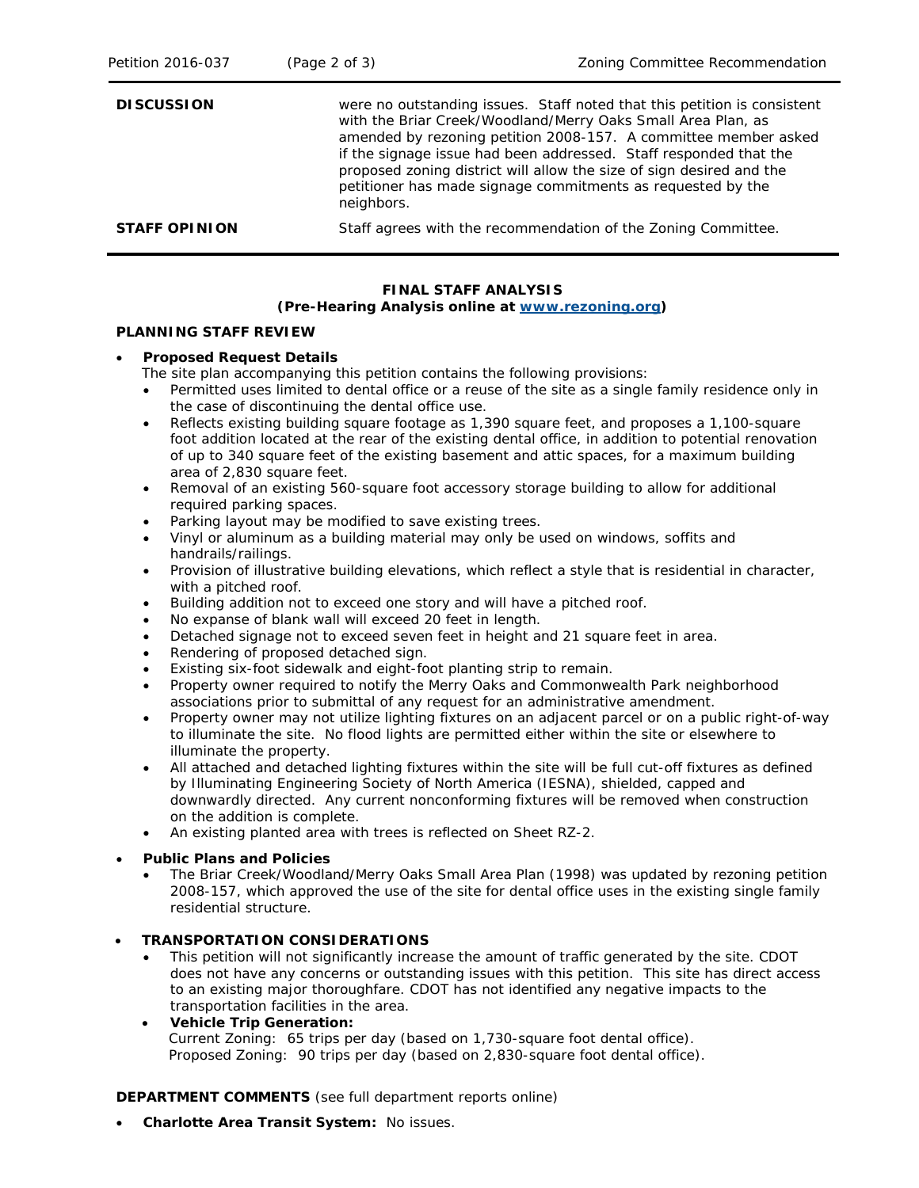| | |
|---|---|
| **DISCUSSION** | were no outstanding issues. Staff noted that this petition is consistent with the Briar Creek/Woodland/Merry Oaks Small Area Plan, as amended by rezoning petition 2008-157. A committee member asked if the signage issue had been addressed. Staff responded that the proposed zoning district will allow the size of sign desired and the petitioner has made signage commitments as requested by the neighbors. |
| **STAFF OPINION** | Staff agrees with the recommendation of the Zoning Committee. |

**FINAL STAFF ANALYSIS**
**(Pre-Hearing Analysis online at [www.rezoning.org](www.rezoning.org))**

**PLANNING STAFF REVIEW**

- **Proposed Request Details**
  The site plan accompanying this petition contains the following provisions:
  - Permitted uses limited to dental office or a reuse of the site as a single family residence only in the case of discontinuing the dental office use.
  - Reflects existing building square footage as 1,390 square feet, and proposes a 1,100-square foot addition located at the rear of the existing dental office, in addition to potential renovation of up to 340 square feet of the existing basement and attic spaces, for a maximum building area of 2,830 square feet.
  - Removal of an existing 560-square foot accessory storage building to allow for additional required parking spaces.
  - Parking layout may be modified to save existing trees.
  - Vinyl or aluminum as a building material may only be used on windows, soffits and handrails/railings.
  - Provision of illustrative building elevations, which reflect a style that is residential in character, with a pitched roof.
  - Building addition not to exceed one story and will have a pitched roof.
  - No expanse of blank wall will exceed 20 feet in length.
  - Detached signage not to exceed seven feet in height and 21 square feet in area.
  - Rendering of proposed detached sign.
  - Existing six-foot sidewalk and eight-foot planting strip to remain.
  - Property owner required to notify the Merry Oaks and Commonwealth Park neighborhood associations prior to submittal of any request for an administrative amendment.
  - Property owner may not utilize lighting fixtures on an adjacent parcel or on a public right-of-way to illuminate the site. No flood lights are permitted either within the site or elsewhere to illuminate the property.
  - All attached and detached lighting fixtures within the site will be full cut-off fixtures as defined by Illuminating Engineering Society of North America (IESNA), shielded, capped and downwardly directed. Any current nonconforming fixtures will be removed when construction on the addition is complete.
  - An existing planted area with trees is reflected on Sheet RZ-2.

- **Public Plans and Policies**
  - The Briar Creek/Woodland/Merry Oaks Small Area Plan (1998) was updated by rezoning petition 2008-157, which approved the use of the site for dental office uses in the existing single family residential structure.

- **TRANSPORTATION CONSIDERATIONS**
  - This petition will not significantly increase the amount of traffic generated by the site. CDOT does not have any concerns or outstanding issues with this petition. This site has direct access to an existing major thoroughfare. CDOT has not identified any negative impacts to the transportation facilities in the area.
  - **Vehicle Trip Generation:**
    Current Zoning: 65 trips per day (based on 1,730-square foot dental office).
    Proposed Zoning: 90 trips per day (based on 2,830-square foot dental office).

**DEPARTMENT COMMENTS** (see full department reports online)

- **Charlotte Area Transit System:** No issues.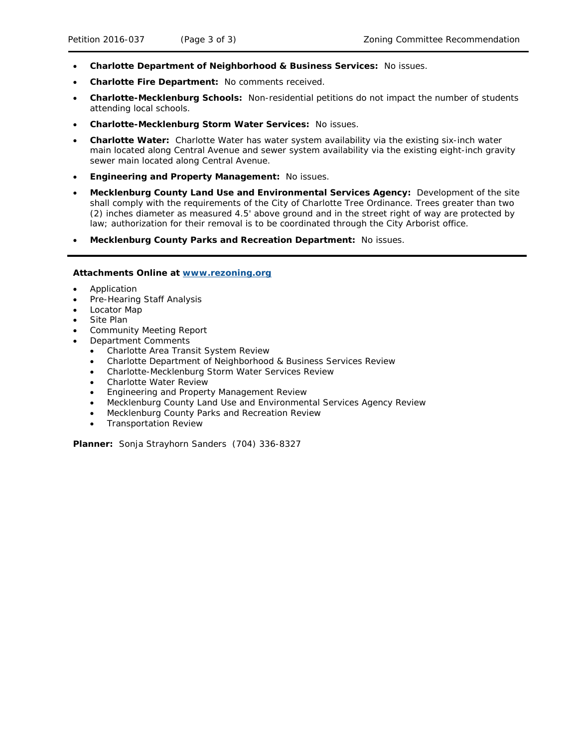- **Charlotte Department of Neighborhood & Business Services:** No issues.
- **Charlotte Fire Department:** No comments received.
- **Charlotte-Mecklenburg Schools:** Non-residential petitions do not impact the number of students attending local schools.
- **Charlotte-Mecklenburg Storm Water Services:** No issues.
- **Charlotte Water:** Charlotte Water has water system availability via the existing six-inch water main located along Central Avenue and sewer system availability via the existing eight-inch gravity sewer main located along Central Avenue.
- **Engineering and Property Management:** No issues.
- **Mecklenburg County Land Use and Environmental Services Agency:** Development of the site shall comply with the requirements of the City of Charlotte Tree Ordinance. Trees greater than two (2) inches diameter as measured 4.5' above ground and in the street right of way are protected by law; authorization for their removal is to be coordinated through the City Arborist office.
- **Mecklenburg County Parks and Recreation Department:** No issues.

---

**Attachments Online at [www.rezoning.org](www.rezoning.org)**

- Application
- Pre-Hearing Staff Analysis
- Locator Map
- Site Plan
- Community Meeting Report
- Department Comments
  - Charlotte Area Transit System Review
  - Charlotte Department of Neighborhood & Business Services Review
  - Charlotte-Mecklenburg Storm Water Services Review
  - Charlotte Water Review
  - Engineering and Property Management Review
  - Mecklenburg County Land Use and Environmental Services Agency Review
  - Mecklenburg County Parks and Recreation Review
  - Transportation Review

**Planner:** Sonja Strayhorn Sanders (704) 336-8327